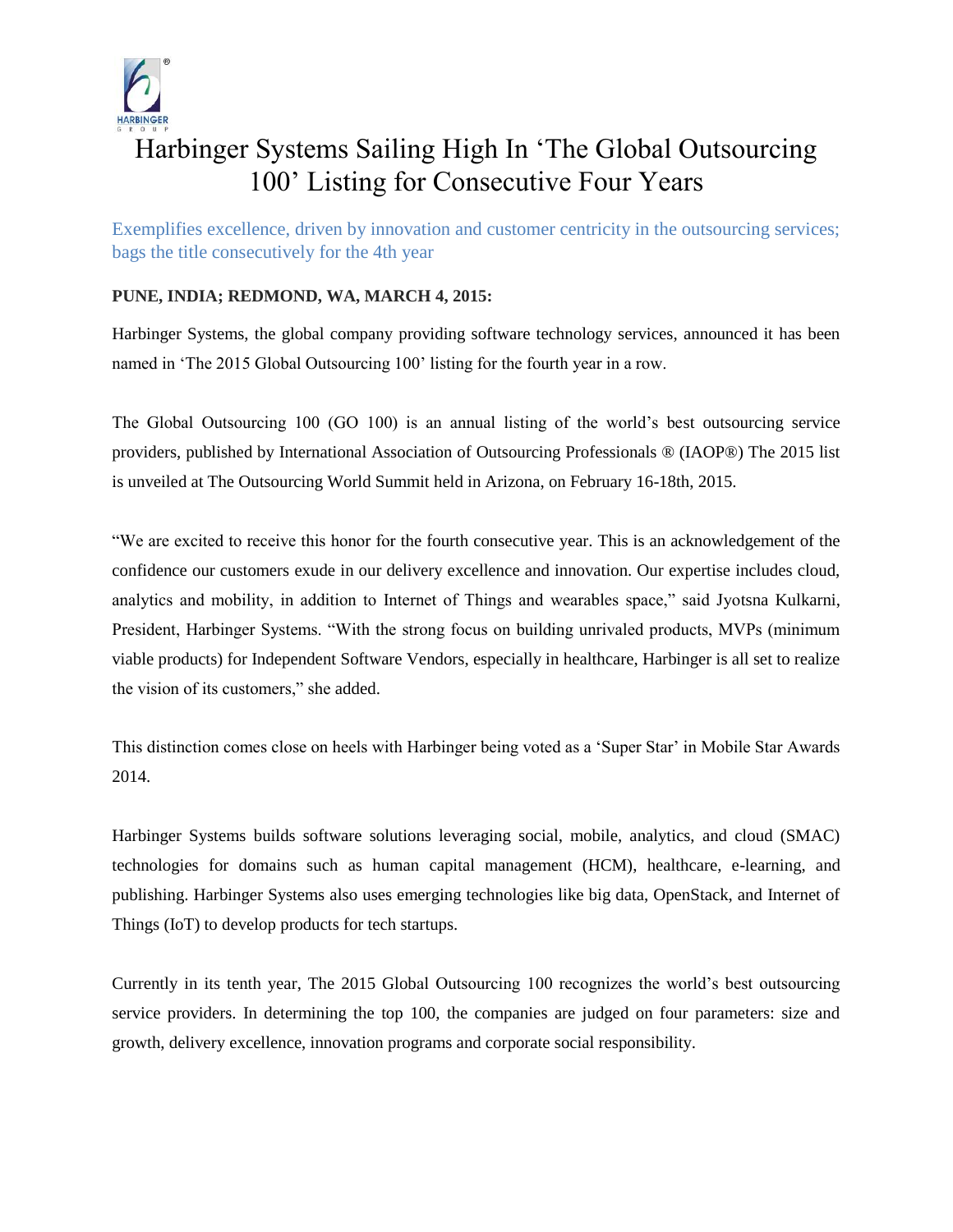# Harbinger Systems Sailing High In 'The Global Outsourcing 100' Listing for Consecutive Four Years

Exemplifies excellence, driven by innovation and customer centricity in the outsourcing services; bags the title consecutively for the 4th year

**PUNE, INDIA; REDMOND, WA, MARCH 4, 2015:**

Harbinger Systems, the global company providing software technology services, announced it has been named in 'The 2015 Global Outsourcing 100' listing for the fourth year in a row.

The Global Outsourcing 100 (GO 100) is an annual listing of the world's best outsourcing service providers, published by International Association of Outsourcing Professionals ® (IAOP®) The 2015 list is unveiled at The Outsourcing World Summit held in Arizona, on February 16-18th, 2015.

"We are excited to receive this honor for the fourth consecutive year. This is an acknowledgement of the confidence our customers exude in our delivery excellence and innovation. Our expertise includes cloud, analytics and mobility, in addition to Internet of Things and wearables space," said Jyotsna Kulkarni, President, Harbinger Systems. "With the strong focus on building unrivaled products, MVPs (minimum viable products) for Independent Software Vendors, especially in healthcare, Harbinger is all set to realize the vision of its customers," she added.

This distinction comes close on heels with Harbinger being voted as a 'Super Star' in Mobile Star Awards 2014.

Harbinger Systems builds software solutions leveraging social, mobile, analytics, and cloud (SMAC) technologies for domains such as human capital management (HCM), healthcare, e-learning, and publishing. Harbinger Systems also uses emerging technologies like big data, OpenStack, and Internet of Things (IoT) to develop products for tech startups.

Currently in its tenth year, The 2015 Global Outsourcing 100 recognizes the world's best outsourcing service providers. In determining the top 100, the companies are judged on four parameters: size and growth, delivery excellence, innovation programs and corporate social responsibility.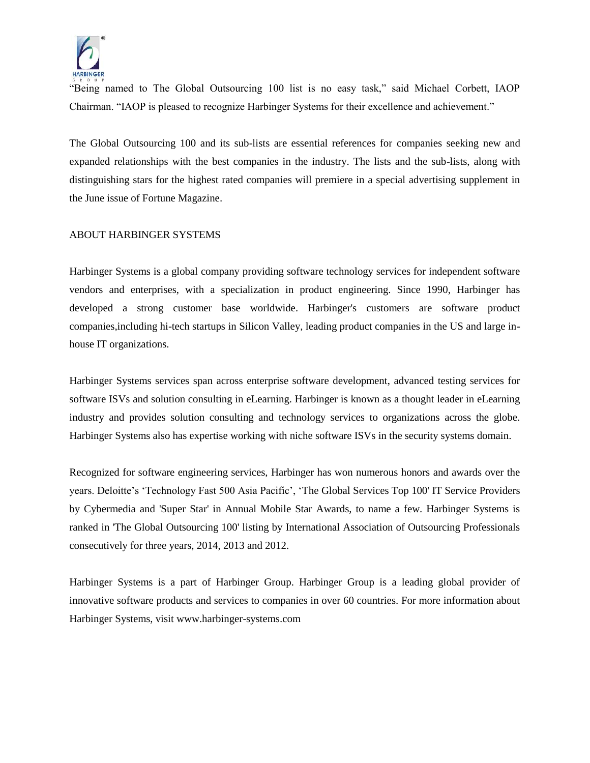"Being named to The Global Outsourcing 100 list is no easy task," said Michael Corbett, IAOP Chairman. "IAOP is pleased to recognize Harbinger Systems for their excellence and achievement."

The Global Outsourcing 100 and its sub-lists are essential references for companies seeking new and expanded relationships with the best companies in the industry. The lists and the sub-lists, along with distinguishing stars for the highest rated companies will premiere in a special advertising supplement in the June issue of Fortune Magazine.

ABOUT HARBINGER SYSTEMS

Harbinger Systems is a global company providing software technology services for independent software vendors and enterprises, with a specialization in product engineering. Since 1990, Harbinger has developed a strong customer base worldwide. Harbinger's customers are software product companies,including hi-tech startups in Silicon Valley, leading product companies in the US and large in-house IT organizations.

Harbinger Systems services span across enterprise software development, advanced testing services for software ISVs and solution consulting in eLearning. Harbinger is known as a thought leader in eLearning industry and provides solution consulting and technology services to organizations across the globe. Harbinger Systems also has expertise working with niche software ISVs in the security systems domain.

Recognized for software engineering services, Harbinger has won numerous honors and awards over the years. Deloitte's 'Technology Fast 500 Asia Pacific', 'The Global Services Top 100' IT Service Providers by Cybermedia and 'Super Star' in Annual Mobile Star Awards, to name a few. Harbinger Systems is ranked in 'The Global Outsourcing 100' listing by International Association of Outsourcing Professionals consecutively for three years, 2014, 2013 and 2012.

Harbinger Systems is a part of Harbinger Group. Harbinger Group is a leading global provider of innovative software products and services to companies in over 60 countries. For more information about Harbinger Systems, visit www.harbinger-systems.com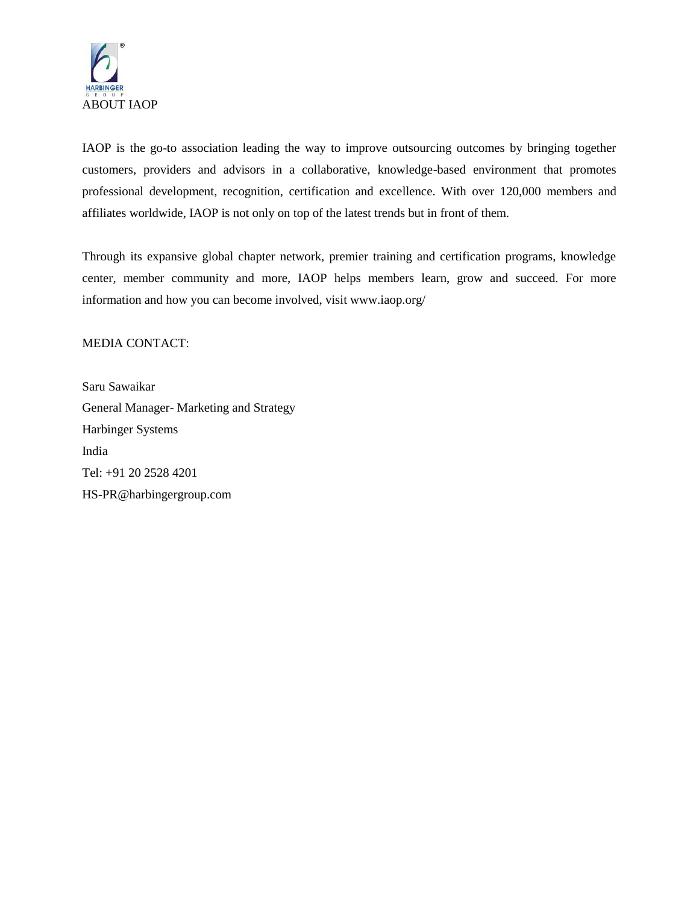## ABOUT IAOP

IAOP is the go-to association leading the way to improve outsourcing outcomes by bringing together customers, providers and advisors in a collaborative, knowledge-based environment that promotes professional development, recognition, certification and excellence. With over 120,000 members and affiliates worldwide, IAOP is not only on top of the latest trends but in front of them.

Through its expansive global chapter network, premier training and certification programs, knowledge center, member community and more, IAOP helps members learn, grow and succeed. For more information and how you can become involved, visit www.iaop.org/

MEDIA CONTACT:

Saru Sawaikar
General Manager- Marketing and Strategy
Harbinger Systems
India
Tel: +91 20 2528 4201
HS-PR@harbingergroup.com